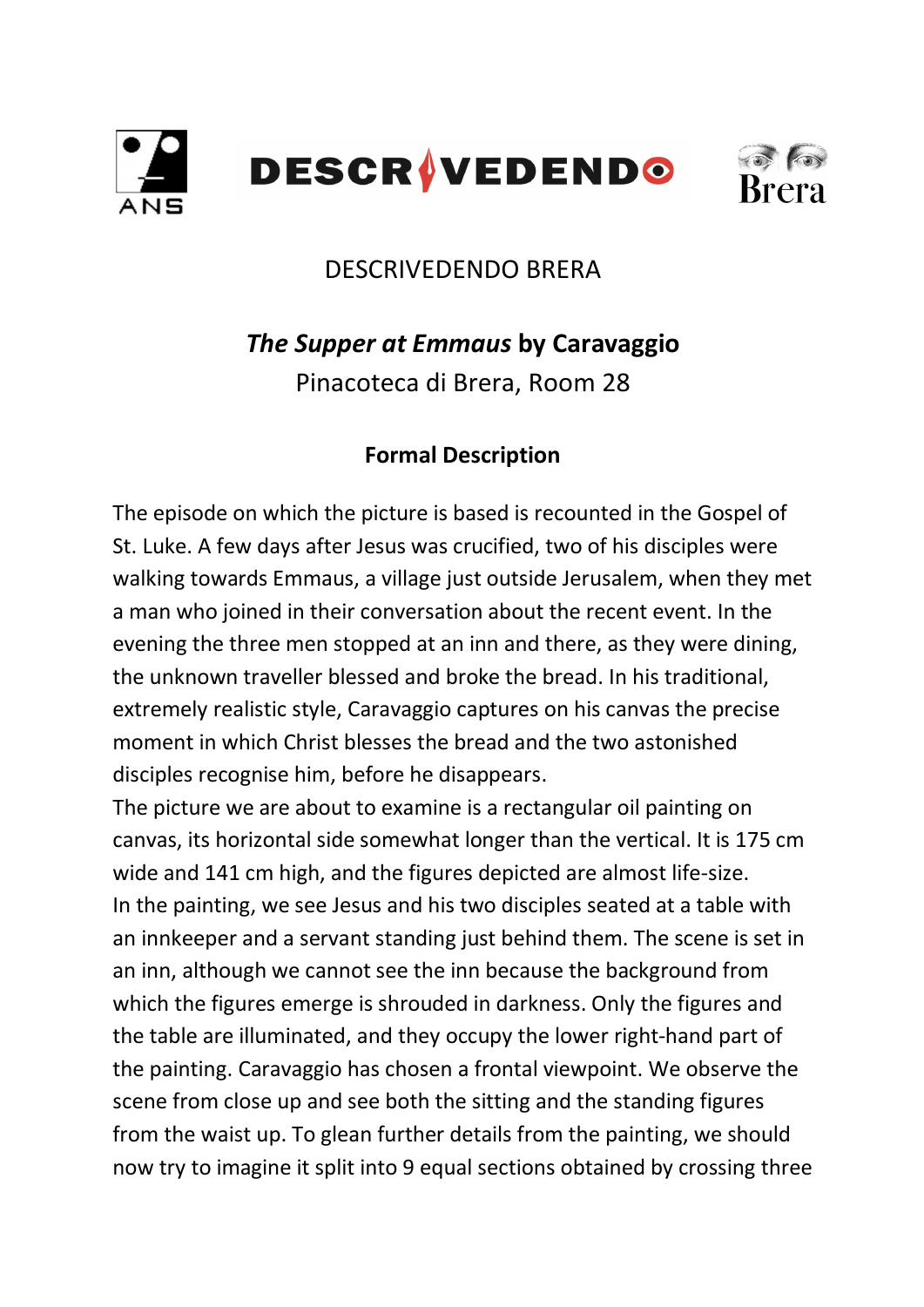# DESCRIVEDENDO BRERA

## *The Supper at Emmaus* by Caravaggio

Pinacoteca di Brera, Room 28

### Formal Description

The episode on which the picture is based is recounted in the Gospel of St. Luke. A few days after Jesus was crucified, two of his disciples were walking towards Emmaus, a village just outside Jerusalem, when they met a man who joined in their conversation about the recent event. In the evening the three men stopped at an inn and there, as they were dining, the unknown traveller blessed and broke the bread. In his traditional, extremely realistic style, Caravaggio captures on his canvas the precise moment in which Christ blesses the bread and the two astonished disciples recognise him, before he disappears.

The picture we are about to examine is a rectangular oil painting on canvas, its horizontal side somewhat longer than the vertical. It is 175 cm wide and 141 cm high, and the figures depicted are almost life-size.

In the painting, we see Jesus and his two disciples seated at a table with an innkeeper and a servant standing just behind them. The scene is set in an inn, although we cannot see the inn because the background from which the figures emerge is shrouded in darkness. Only the figures and the table are illuminated, and they occupy the lower right-hand part of the painting. Caravaggio has chosen a frontal viewpoint. We observe the scene from close up and see both the sitting and the standing figures from the waist up. To glean further details from the painting, we should now try to imagine it split into 9 equal sections obtained by crossing three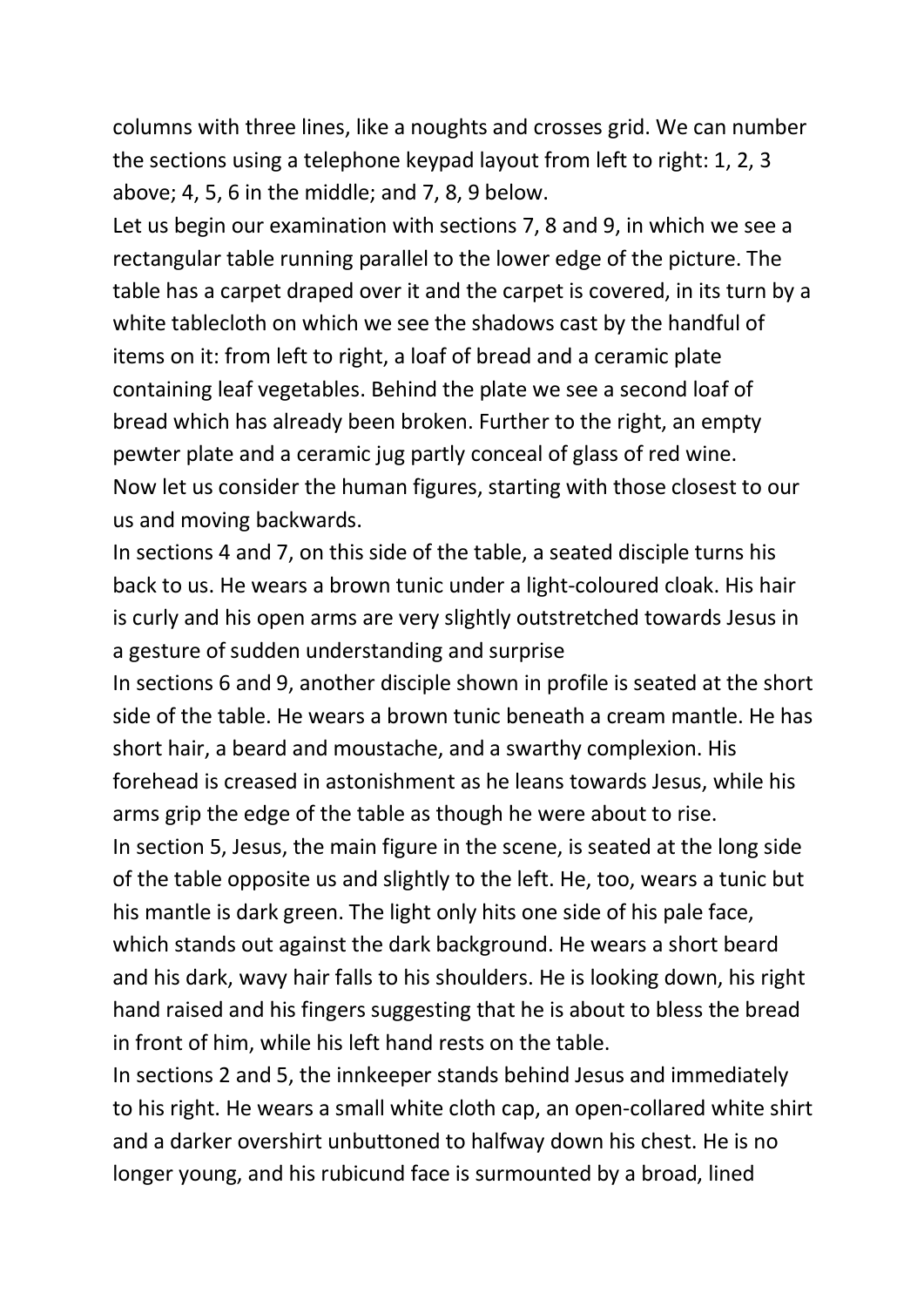columns with three lines, like a noughts and crosses grid. We can number the sections using a telephone keypad layout from left to right: 1, 2, 3 above; 4, 5, 6 in the middle; and 7, 8, 9 below.

Let us begin our examination with sections 7, 8 and 9, in which we see a rectangular table running parallel to the lower edge of the picture. The table has a carpet draped over it and the carpet is covered, in its turn by a white tablecloth on which we see the shadows cast by the handful of items on it: from left to right, a loaf of bread and a ceramic plate containing leaf vegetables. Behind the plate we see a second loaf of bread which has already been broken. Further to the right, an empty pewter plate and a ceramic jug partly conceal of glass of red wine.

Now let us consider the human figures, starting with those closest to our us and moving backwards.

In sections 4 and 7, on this side of the table, a seated disciple turns his back to us. He wears a brown tunic under a light-coloured cloak. His hair is curly and his open arms are very slightly outstretched towards Jesus in a gesture of sudden understanding and surprise

In sections 6 and 9, another disciple shown in profile is seated at the short side of the table. He wears a brown tunic beneath a cream mantle. He has short hair, a beard and moustache, and a swarthy complexion. His forehead is creased in astonishment as he leans towards Jesus, while his arms grip the edge of the table as though he were about to rise.

In section 5, Jesus, the main figure in the scene, is seated at the long side of the table opposite us and slightly to the left. He, too, wears a tunic but his mantle is dark green. The light only hits one side of his pale face, which stands out against the dark background. He wears a short beard and his dark, wavy hair falls to his shoulders. He is looking down, his right hand raised and his fingers suggesting that he is about to bless the bread in front of him, while his left hand rests on the table.

In sections 2 and 5, the innkeeper stands behind Jesus and immediately to his right. He wears a small white cloth cap, an open-collared white shirt and a darker overshirt unbuttoned to halfway down his chest. He is no longer young, and his rubicund face is surmounted by a broad, lined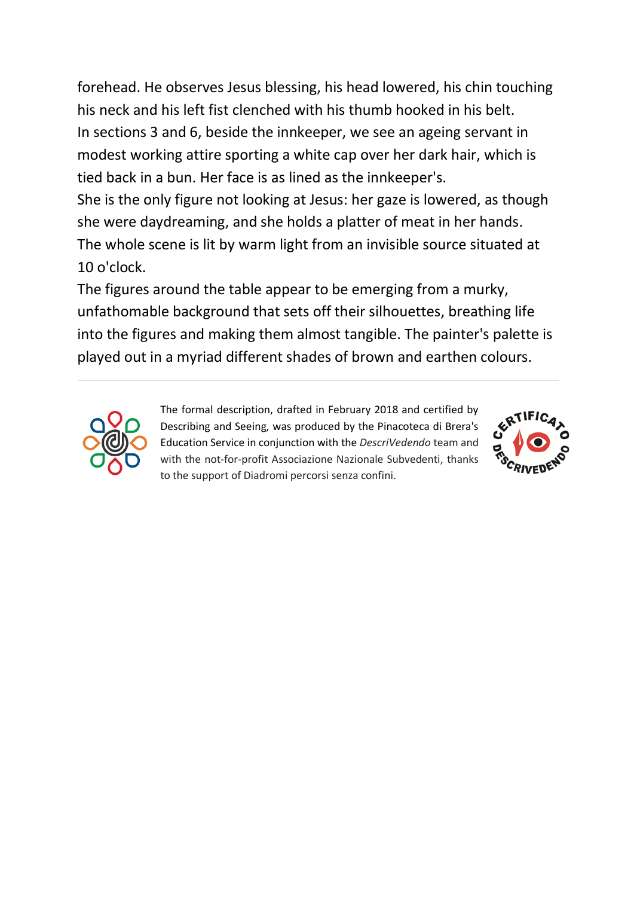forehead. He observes Jesus blessing, his head lowered, his chin touching his neck and his left fist clenched with his thumb hooked in his belt.
In sections 3 and 6, beside the innkeeper, we see an ageing servant in modest working attire sporting a white cap over her dark hair, which is tied back in a bun. Her face is as lined as the innkeeper's.
She is the only figure not looking at Jesus: her gaze is lowered, as though she were daydreaming, and she holds a platter of meat in her hands.
The whole scene is lit by warm light from an invisible source situated at 10 o'clock.
The figures around the table appear to be emerging from a murky, unfathomable background that sets off their silhouettes, breathing life into the figures and making them almost tangible. The painter's palette is played out in a myriad different shades of brown and earthen colours.

---

The formal description, drafted in February 2018 and certified by Describing and Seeing, was produced by the Pinacoteca di Brera's Education Service in conjunction with the *DescriVedendo* team and with the not-for-profit Associazione Nazionale Subvedenti, thanks to the support of Diadromi percorsi senza confini.

CERTIFICATO DESCRIVEDENDO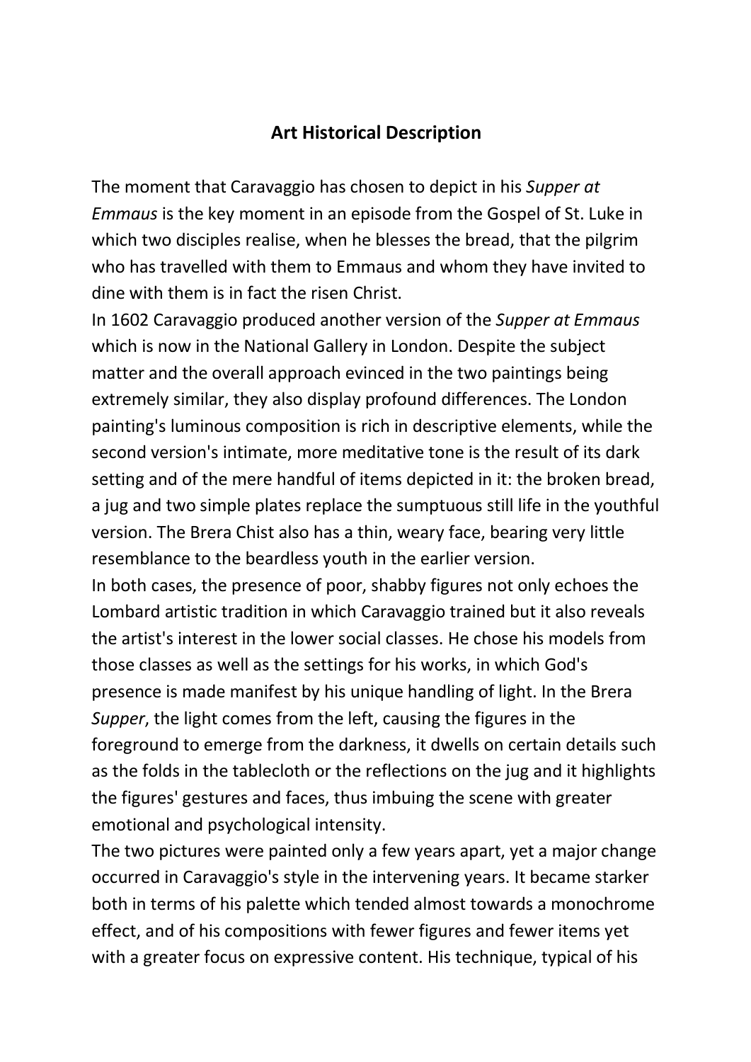## Art Historical Description

The moment that Caravaggio has chosen to depict in his *Supper at Emmaus* is the key moment in an episode from the Gospel of St. Luke in which two disciples realise, when he blesses the bread, that the pilgrim who has travelled with them to Emmaus and whom they have invited to dine with them is in fact the risen Christ.

In 1602 Caravaggio produced another version of the *Supper at Emmaus* which is now in the National Gallery in London. Despite the subject matter and the overall approach evinced in the two paintings being extremely similar, they also display profound differences. The London painting's luminous composition is rich in descriptive elements, while the second version's intimate, more meditative tone is the result of its dark setting and of the mere handful of items depicted in it: the broken bread, a jug and two simple plates replace the sumptuous still life in the youthful version. The Brera Chist also has a thin, weary face, bearing very little resemblance to the beardless youth in the earlier version.

In both cases, the presence of poor, shabby figures not only echoes the Lombard artistic tradition in which Caravaggio trained but it also reveals the artist's interest in the lower social classes. He chose his models from those classes as well as the settings for his works, in which God's presence is made manifest by his unique handling of light. In the Brera *Supper*, the light comes from the left, causing the figures in the foreground to emerge from the darkness, it dwells on certain details such as the folds in the tablecloth or the reflections on the jug and it highlights the figures' gestures and faces, thus imbuing the scene with greater emotional and psychological intensity.

The two pictures were painted only a few years apart, yet a major change occurred in Caravaggio's style in the intervening years. It became starker both in terms of his palette which tended almost towards a monochrome effect, and of his compositions with fewer figures and fewer items yet with a greater focus on expressive content. His technique, typical of his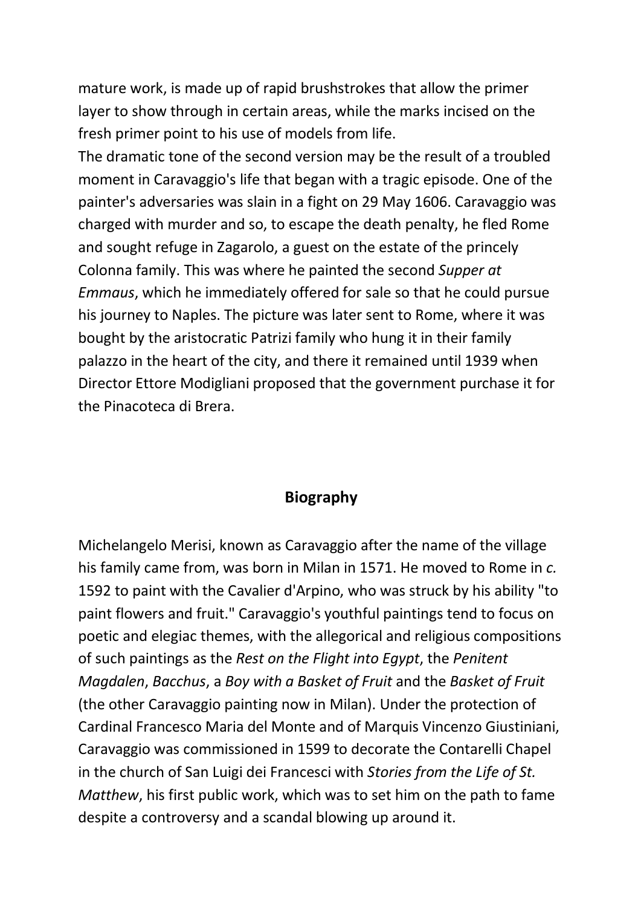mature work, is made up of rapid brushstrokes that allow the primer layer to show through in certain areas, while the marks incised on the fresh primer point to his use of models from life.

The dramatic tone of the second version may be the result of a troubled moment in Caravaggio's life that began with a tragic episode. One of the painter's adversaries was slain in a fight on 29 May 1606. Caravaggio was charged with murder and so, to escape the death penalty, he fled Rome and sought refuge in Zagarolo, a guest on the estate of the princely Colonna family. This was where he painted the second *Supper at Emmaus*, which he immediately offered for sale so that he could pursue his journey to Naples. The picture was later sent to Rome, where it was bought by the aristocratic Patrizi family who hung it in their family palazzo in the heart of the city, and there it remained until 1939 when Director Ettore Modigliani proposed that the government purchase it for the Pinacoteca di Brera.

## Biography

Michelangelo Merisi, known as Caravaggio after the name of the village his family came from, was born in Milan in 1571. He moved to Rome in *c.* 1592 to paint with the Cavalier d'Arpino, who was struck by his ability "to paint flowers and fruit." Caravaggio's youthful paintings tend to focus on poetic and elegiac themes, with the allegorical and religious compositions of such paintings as the *Rest on the Flight into Egypt*, the *Penitent Magdalen*, *Bacchus*, a *Boy with a Basket of Fruit* and the *Basket of Fruit* (the other Caravaggio painting now in Milan). Under the protection of Cardinal Francesco Maria del Monte and of Marquis Vincenzo Giustiniani, Caravaggio was commissioned in 1599 to decorate the Contarelli Chapel in the church of San Luigi dei Francesci with *Stories from the Life of St. Matthew*, his first public work, which was to set him on the path to fame despite a controversy and a scandal blowing up around it.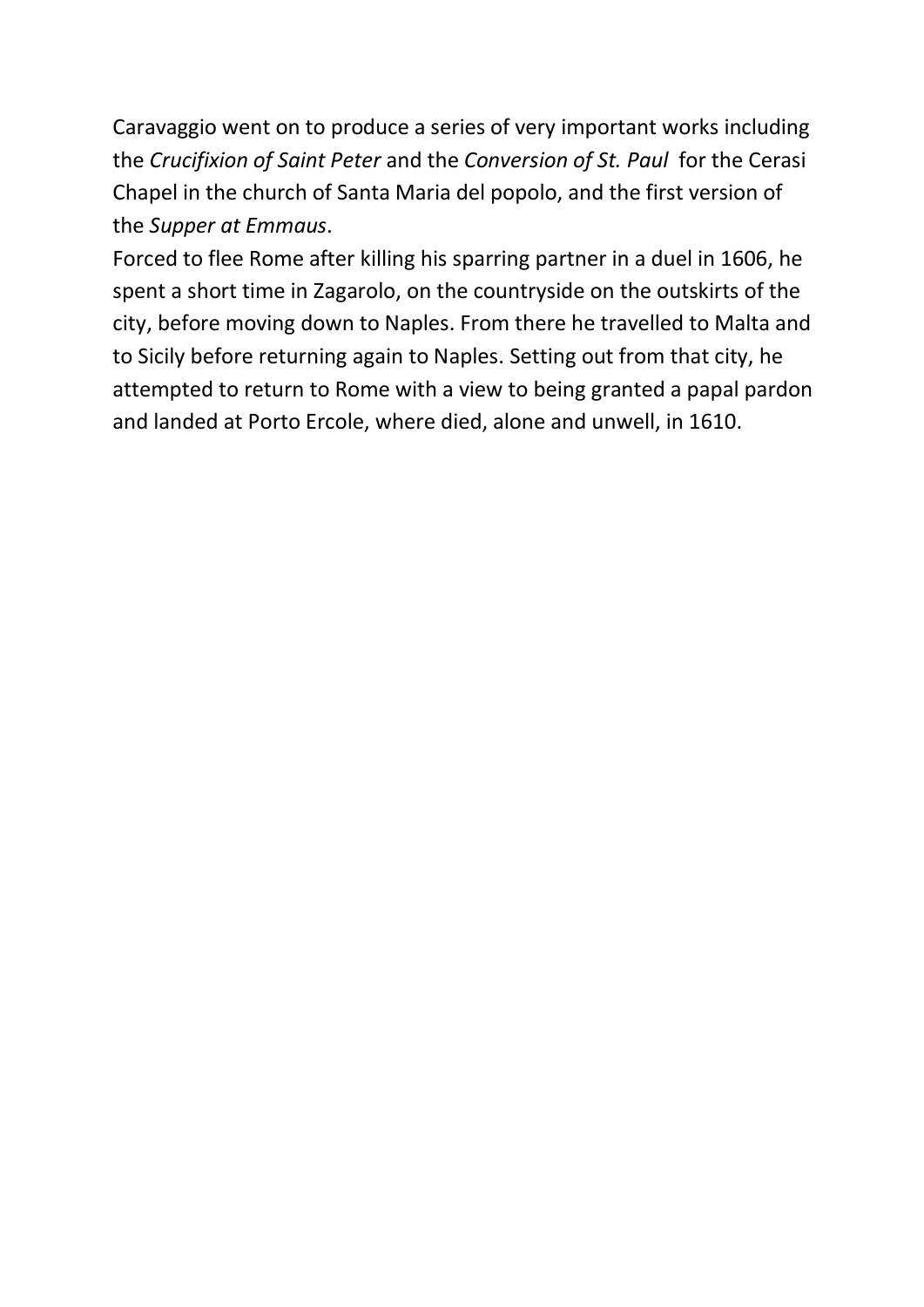Caravaggio went on to produce a series of very important works including the *Crucifixion of Saint Peter* and the *Conversion of St. Paul* for the Cerasi Chapel in the church of Santa Maria del popolo, and the first version of the *Supper at Emmaus*.

Forced to flee Rome after killing his sparring partner in a duel in 1606, he spent a short time in Zagarolo, on the countryside on the outskirts of the city, before moving down to Naples. From there he travelled to Malta and to Sicily before returning again to Naples. Setting out from that city, he attempted to return to Rome with a view to being granted a papal pardon and landed at Porto Ercole, where died, alone and unwell, in 1610.